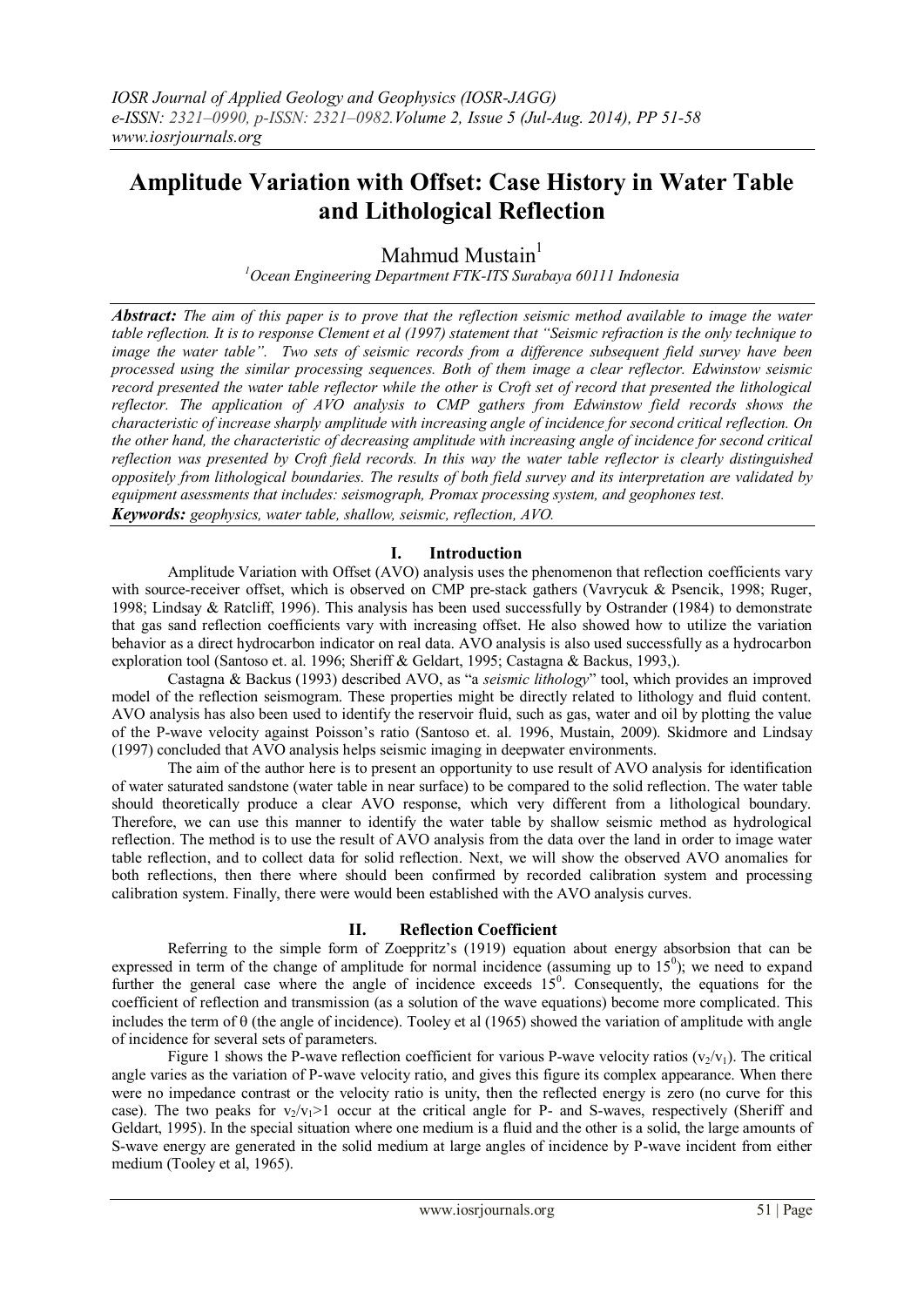# Amplitude Variation with Offset: Case History in Water Table and Lithological Reflection

Mahmud Mustain[1]

[1]*Ocean Engineering Department FTK-ITS Surabaya 60111 Indonesia*

***Abstract:*** *The aim of this paper is to prove that the reflection seismic method available to image the water table reflection. It is to response Clement et al (1997) statement that "Seismic refraction is the only technique to image the water table". Two sets of seismic records from a difference subsequent field survey have been processed using the similar processing sequences. Both of them image a clear reflector. Edwinstow seismic record presented the water table reflector while the other is Croft set of record that presented the lithological reflector. The application of AVO analysis to CMP gathers from Edwinstow field records shows the characteristic of increase sharply amplitude with increasing angle of incidence for second critical reflection. On the other hand, the characteristic of decreasing amplitude with increasing angle of incidence for second critical reflection was presented by Croft field records. In this way the water table reflector is clearly distinguished oppositely from lithological boundaries. The results of both field survey and its interpretation are validated by equipment asessments that includes: seismograph, Promax processing system, and geophones test.*

***Keywords:*** *geophysics, water table, shallow, seismic, reflection, AVO.*

## I. Introduction

Amplitude Variation with Offset (AVO) analysis uses the phenomenon that reflection coefficients vary with source-receiver offset, which is observed on CMP pre-stack gathers (Vavrycuk & Psencik, 1998; Ruger, 1998; Lindsay & Ratcliff, 1996). This analysis has been used successfully by Ostrander (1984) to demonstrate that gas sand reflection coefficients vary with increasing offset. He also showed how to utilize the variation behavior as a direct hydrocarbon indicator on real data. AVO analysis is also used successfully as a hydrocarbon exploration tool (Santoso et. al. 1996; Sheriff & Geldart, 1995; Castagna & Backus, 1993,).

Castagna & Backus (1993) described AVO, as "a *seismic lithology*" tool, which provides an improved model of the reflection seismogram. These properties might be directly related to lithology and fluid content. AVO analysis has also been used to identify the reservoir fluid, such as gas, water and oil by plotting the value of the P-wave velocity against Poisson's ratio (Santoso et. al. 1996, Mustain, 2009). Skidmore and Lindsay (1997) concluded that AVO analysis helps seismic imaging in deepwater environments.

The aim of the author here is to present an opportunity to use result of AVO analysis for identification of water saturated sandstone (water table in near surface) to be compared to the solid reflection. The water table should theoretically produce a clear AVO response, which very different from a lithological boundary. Therefore, we can use this manner to identify the water table by shallow seismic method as hydrological reflection. The method is to use the result of AVO analysis from the data over the land in order to image water table reflection, and to collect data for solid reflection. Next, we will show the observed AVO anomalies for both reflections, then there where should been confirmed by recorded calibration system and processing calibration system. Finally, there were would been established with the AVO analysis curves.

## II. Reflection Coefficient

Referring to the simple form of Zoeppritz's (1919) equation about energy absorbsion that can be expressed in term of the change of amplitude for normal incidence (assuming up to $15^0$); we need to expand further the general case where the angle of incidence exceeds $15^0$. Consequently, the equations for the coefficient of reflection and transmission (as a solution of the wave equations) become more complicated. This includes the term of θ (the angle of incidence). Tooley et al (1965) showed the variation of amplitude with angle of incidence for several sets of parameters.

Figure 1 shows the P-wave reflection coefficient for various P-wave velocity ratios ($v_2/v_1$). The critical angle varies as the variation of P-wave velocity ratio, and gives this figure its complex appearance. When there were no impedance contrast or the velocity ratio is unity, then the reflected energy is zero (no curve for this case). The two peaks for $v_2/v_1>1$ occur at the critical angle for P- and S-waves, respectively (Sheriff and Geldart, 1995). In the special situation where one medium is a fluid and the other is a solid, the large amounts of S-wave energy are generated in the solid medium at large angles of incidence by P-wave incident from either medium (Tooley et al, 1965).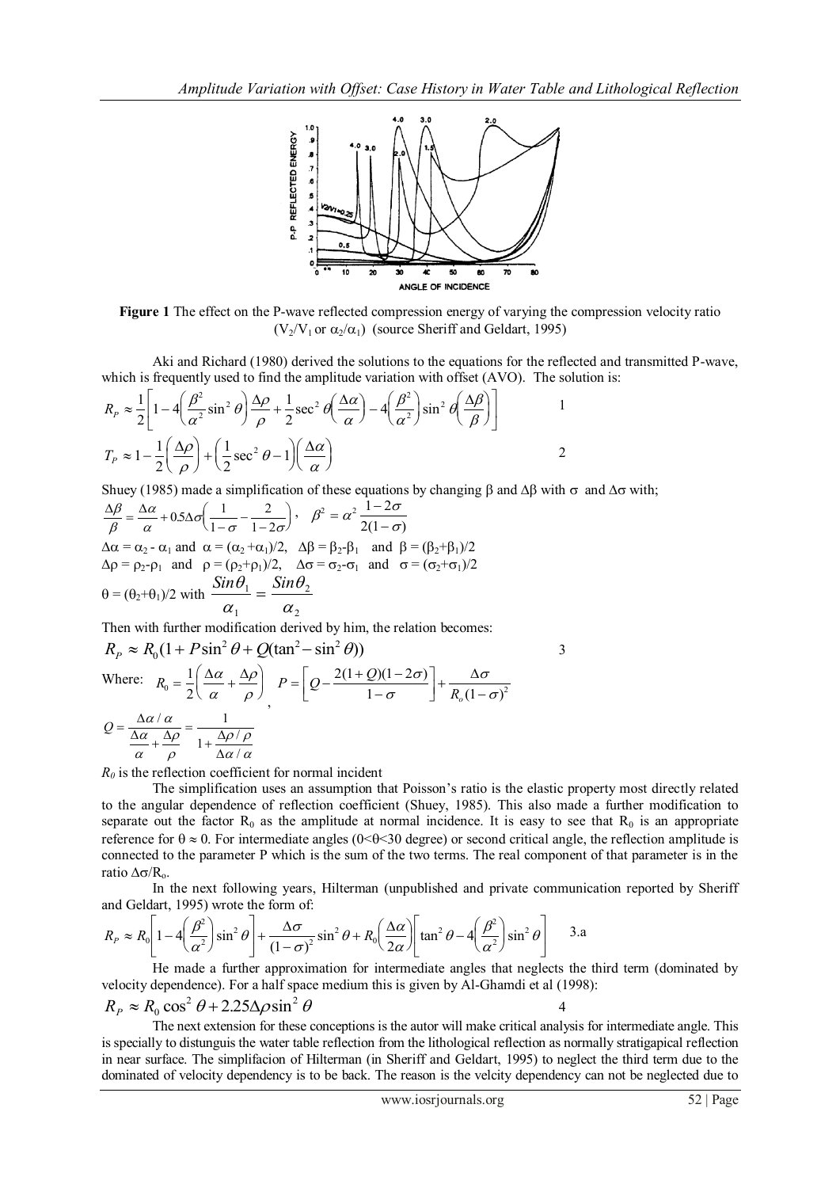**Figure 1** The effect on the P-wave reflected compression energy of varying the compression velocity ratio ($V_2/V_1$ or $\alpha_2/\alpha_1$) (source Sheriff and Geldart, 1995)

Aki and Richard (1980) derived the solutions to the equations for the reflected and transmitted P-wave, which is frequently used to find the amplitude variation with offset (AVO). The solution is:

$$R_P \approx \frac{1}{2}\left[1 - 4\left(\frac{\beta^2}{\alpha^2}\sin^2\theta\right)\frac{\Delta\rho}{\rho} + \frac{1}{2}\sec^2\theta\left(\frac{\Delta\alpha}{\alpha}\right) - 4\left(\frac{\beta^2}{\alpha^2}\right)\sin^2\theta\left(\frac{\Delta\beta}{\beta}\right)\right] \quad 1$$

$$T_P \approx 1 - \frac{1}{2}\left(\frac{\Delta\rho}{\rho}\right) + \left(\frac{1}{2}\sec^2\theta - 1\right)\left(\frac{\Delta\alpha}{\alpha}\right) \quad 2$$

Shuey (1985) made a simplification of these equations by changing $\beta$ and $\Delta\beta$ with $\sigma$ and $\Delta\sigma$ with;

$$\frac{\Delta\beta}{\beta} = \frac{\Delta\alpha}{\alpha} + 0.5\Delta\sigma\left(\frac{1}{1-\sigma} - \frac{2}{1-2\sigma}\right), \quad \beta^2 = \alpha^2\frac{1-2\sigma}{2(1-\sigma)}$$

$\Delta\alpha = \alpha_2 - \alpha_1$ and $\alpha = (\alpha_2 + \alpha_1)/2$, $\Delta\beta = \beta_2 - \beta_1$ and $\beta = (\beta_2 + \beta_1)/2$

$\Delta\rho = \rho_2 - \rho_1$ and $\rho = (\rho_2 + \rho_1)/2$, $\Delta\sigma = \sigma_2 - \sigma_1$ and $\sigma = (\sigma_2 + \sigma_1)/2$

$\theta = (\theta_2 + \theta_1)/2$ with $\dfrac{Sin\theta_1}{\alpha_1} = \dfrac{Sin\theta_2}{\alpha_2}$

Then with further modification derived by him, the relation becomes:

$$R_P \approx R_0(1 + P\sin^2\theta + Q(\tan^2 - \sin^2\theta)) \quad 3$$

Where: $R_0 = \dfrac{1}{2}\left(\dfrac{\Delta\alpha}{\alpha} + \dfrac{\Delta\rho}{\rho}\right)$, $P = \left[Q - \dfrac{2(1+Q)(1-2\sigma)}{1-\sigma}\right] + \dfrac{\Delta\sigma}{R_o(1-\sigma)^2}$

$$Q = \frac{\Delta\alpha/\alpha}{\frac{\Delta\alpha}{\alpha} + \frac{\Delta\rho}{\rho}} = \frac{1}{1 + \frac{\Delta\rho/\rho}{\Delta\alpha/\alpha}}$$

*$R_0$* is the reflection coefficient for normal incident

The simplification uses an assumption that Poisson's ratio is the elastic property most directly related to the angular dependence of reflection coefficient (Shuey, 1985). This also made a further modification to separate out the factor $R_0$ as the amplitude at normal incidence. It is easy to see that $R_0$ is an appropriate reference for $\theta \approx 0$. For intermediate angles ($0<\theta<30$ degree) or second critical angle, the reflection amplitude is connected to the parameter P which is the sum of the two terms. The real component of that parameter is in the ratio $\Delta\sigma/R_o$.

In the next following years, Hilterman (unpublished and private communication reported by Sheriff and Geldart, 1995) wrote the form of:

$$R_P \approx R_0\left[1 - 4\left(\frac{\beta^2}{\alpha^2}\right)\sin^2\theta\right] + \frac{\Delta\sigma}{(1-\sigma)^2}\sin^2\theta + R_0\left(\frac{\Delta\alpha}{2\alpha}\right)\left[\tan^2\theta - 4\left(\frac{\beta^2}{\alpha^2}\right)\sin^2\theta\right] \quad 3.a$$

He made a further approximation for intermediate angles that neglects the third term (dominated by velocity dependence). For a half space medium this is given by Al-Ghamdi et al (1998):

$$R_P \approx R_0\cos^2\theta + 2.25\Delta\rho\sin^2\theta \quad 4$$

The next extension for these conceptions is the autor will make critical analysis for intermediate angle. This is specially to distunguis the water table reflection from the lithological reflection as normally stratigapical reflection in near surface. The simplifacion of Hilterman (in Sheriff and Geldart, 1995) to neglect the third term due to the dominated of velocity dependency is to be back. The reason is the velcity dependency can not be neglected due to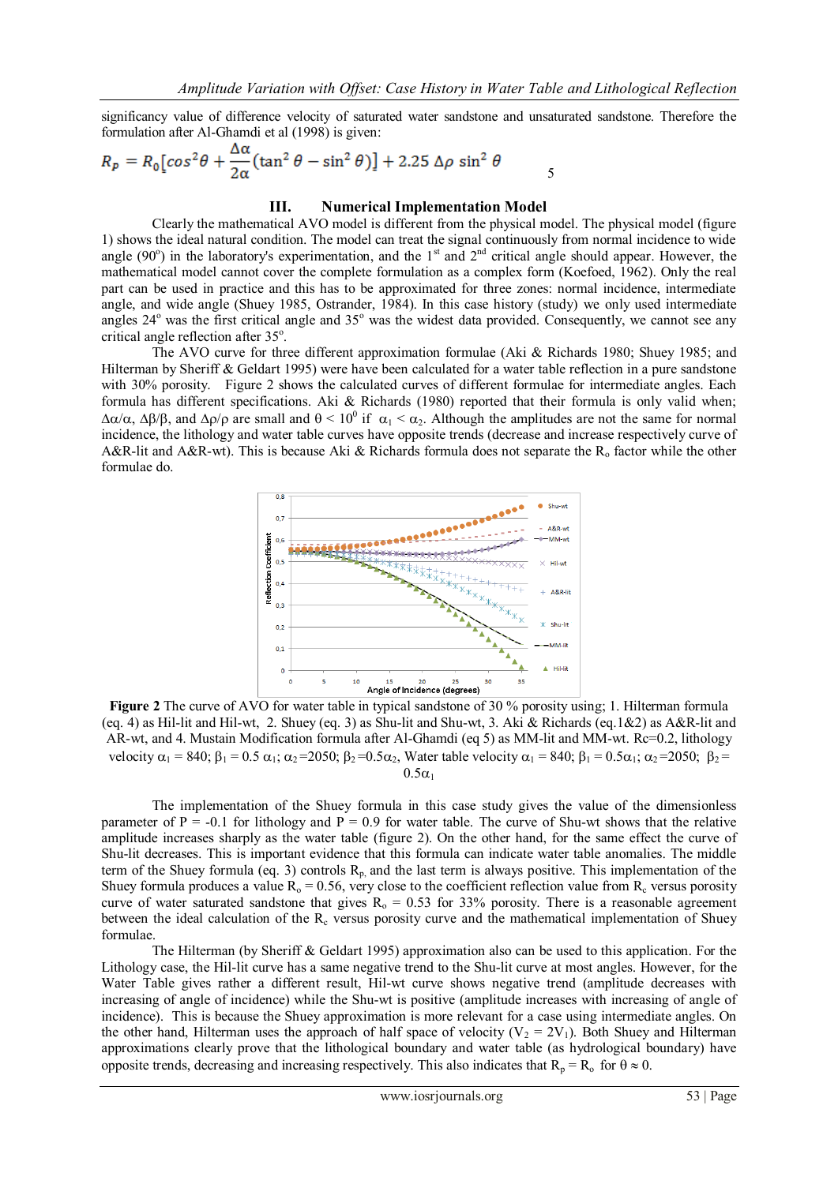significancy value of difference velocity of saturated water sandstone and unsaturated sandstone. Therefore the formulation after Al-Ghamdi et al (1998) is given:

$$R_p = R_0\left[cos^2\theta + \frac{\Delta\alpha}{2\alpha}(\tan^2\theta - \sin^2\theta)\right] + 2.25\,\Delta\rho\,\sin^2\theta \qquad 5$$

## III. Numerical Implementation Model

Clearly the mathematical AVO model is different from the physical model. The physical model (figure 1) shows the ideal natural condition. The model can treat the signal continuously from normal incidence to wide angle (90°) in the laboratory's experimentation, and the 1st and 2nd critical angle should appear. However, the mathematical model cannot cover the complete formulation as a complex form (Koefoed, 1962). Only the real part can be used in practice and this has to be approximated for three zones: normal incidence, intermediate angle, and wide angle (Shuey 1985, Ostrander, 1984). In this case history (study) we only used intermediate angles 24° was the first critical angle and 35° was the widest data provided. Consequently, we cannot see any critical angle reflection after 35°.

The AVO curve for three different approximation formulae (Aki & Richards 1980; Shuey 1985; and Hilterman by Sheriff & Geldart 1995) were have been calculated for a water table reflection in a pure sandstone with 30% porosity. Figure 2 shows the calculated curves of different formulae for intermediate angles. Each formula has different specifications. Aki & Richards (1980) reported that their formula is only valid when; $\Delta\alpha/\alpha$, $\Delta\beta/\beta$, and $\Delta\rho/\rho$ are small and $\theta < 10^0$ if $\alpha_1 < \alpha_2$. Although the amplitudes are not the same for normal incidence, the lithology and water table curves have opposite trends (decrease and increase respectively curve of A&R-lit and A&R-wt). This is because Aki & Richards formula does not separate the $R_o$ factor while the other formulae do.

**Figure 2** The curve of AVO for water table in typical sandstone of 30 % porosity using; 1. Hilterman formula (eq. 4) as Hil-lit and Hil-wt, 2. Shuey (eq. 3) as Shu-lit and Shu-wt, 3. Aki & Richards (eq.1&2) as A&R-lit and AR-wt, and 4. Mustain Modification formula after Al-Ghamdi (eq 5) as MM-lit and MM-wt. Rc=0.2, lithology velocity $\alpha_1$ = 840; $\beta_1$ = 0.5 $\alpha_1$; $\alpha_2$=2050; $\beta_2$=0.5$\alpha_2$, Water table velocity $\alpha_1$ = 840; $\beta_1$ = 0.5$\alpha_1$; $\alpha_2$=2050; $\beta_2$= 0.5$\alpha_1$

The implementation of the Shuey formula in this case study gives the value of the dimensionless parameter of P = -0.1 for lithology and P = 0.9 for water table. The curve of Shu-wt shows that the relative amplitude increases sharply as the water table (figure 2). On the other hand, for the same effect the curve of Shu-lit decreases. This is important evidence that this formula can indicate water table anomalies. The middle term of the Shuey formula (eq. 3) controls $R_p$, and the last term is always positive. This implementation of the Shuey formula produces a value $R_o$ = 0.56, very close to the coefficient reflection value from $R_c$ versus porosity curve of water saturated sandstone that gives $R_o$ = 0.53 for 33% porosity. There is a reasonable agreement between the ideal calculation of the $R_c$ versus porosity curve and the mathematical implementation of Shuey formulae.

The Hilterman (by Sheriff & Geldart 1995) approximation also can be used to this application. For the Lithology case, the Hil-lit curve has a same negative trend to the Shu-lit curve at most angles. However, for the Water Table gives rather a different result, Hil-wt curve shows negative trend (amplitude decreases with increasing of angle of incidence) while the Shu-wt is positive (amplitude increases with increasing of angle of incidence). This is because the Shuey approximation is more relevant for a case using intermediate angles. On the other hand, Hilterman uses the approach of half space of velocity ($V_2 = 2V_1$). Both Shuey and Hilterman approximations clearly prove that the lithological boundary and water table (as hydrological boundary) have opposite trends, decreasing and increasing respectively. This also indicates that $R_p = R_o$ for $\theta \approx 0$.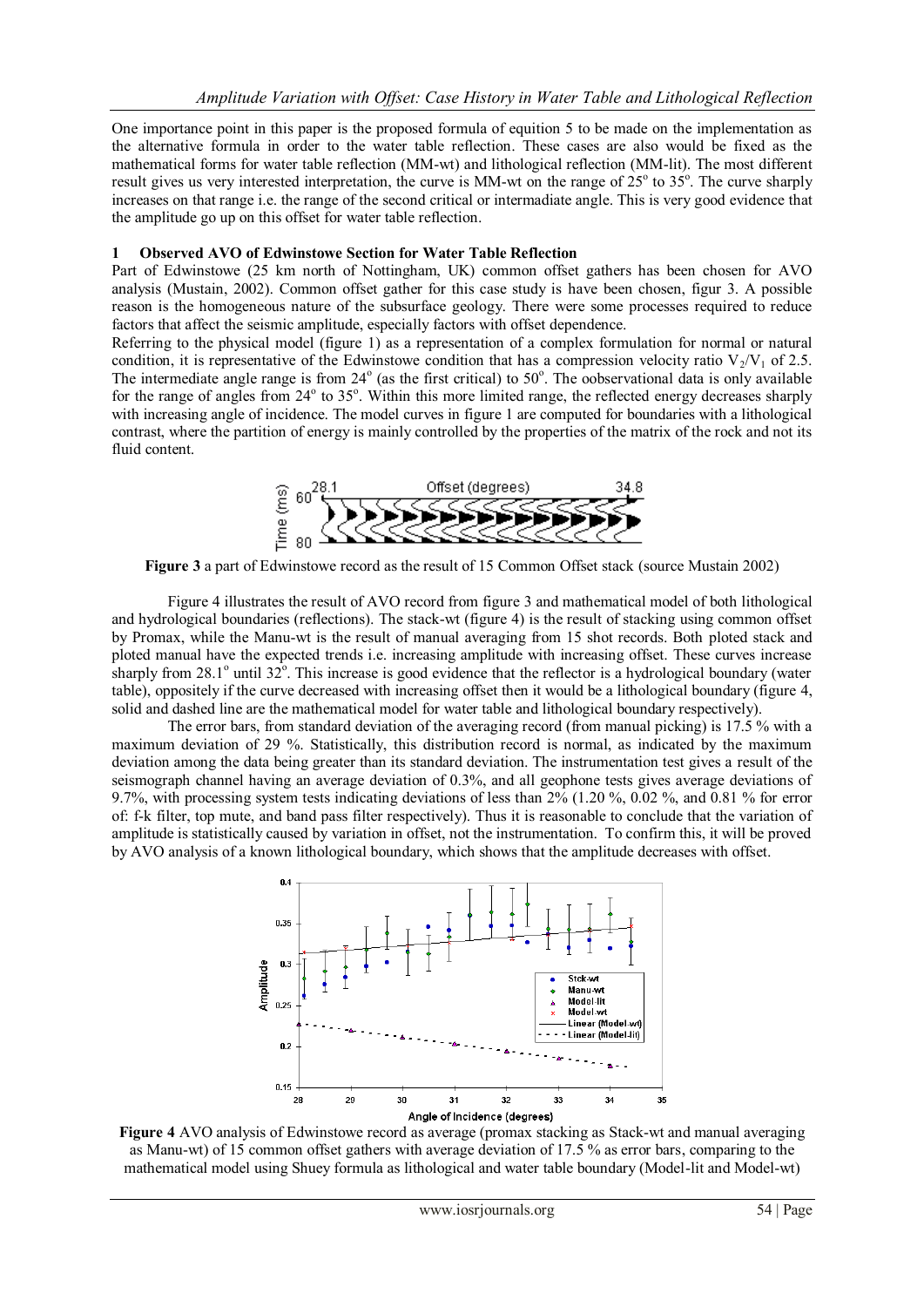One importance point in this paper is the proposed formula of equition 5 to be made on the implementation as the alternative formula in order to the water table reflection. These cases are also would be fixed as the mathematical forms for water table reflection (MM-wt) and lithological reflection (MM-lit). The most different result gives us very interested interpretation, the curve is MM-wt on the range of 25$^o$ to 35$^o$. The curve sharply increases on that range i.e. the range of the second critical or intermediate angle. This is very good evidence that the amplitude go up on this offset for water table reflection.

## 1 Observed AVO of Edwinstowe Section for Water Table Reflection

Part of Edwinstowe (25 km north of Nottingham, UK) common offset gathers has been chosen for AVO analysis (Mustain, 2002). Common offset gather for this case study is have been chosen, figur 3. A possible reason is the homogeneous nature of the subsurface geology. There were some processes required to reduce factors that affect the seismic amplitude, especially factors with offset dependence.

Referring to the physical model (figure 1) as a representation of a complex formulation for normal or natural condition, it is representative of the Edwinstowe condition that has a compression velocity ratio $V_2/V_1$ of 2.5. The intermediate angle range is from 24$^o$ (as the first critical) to 50$^o$. The oobservational data is only available for the range of angles from 24$^o$ to 35$^o$. Within this more limited range, the reflected energy decreases sharply with increasing angle of incidence. The model curves in figure 1 are computed for boundaries with a lithological contrast, where the partition of energy is mainly controlled by the properties of the matrix of the rock and not its fluid content.

**Figure 3** a part of Edwinstowe record as the result of 15 Common Offset stack (source Mustain 2002)

Figure 4 illustrates the result of AVO record from figure 3 and mathematical model of both lithological and hydrological boundaries (reflections). The stack-wt (figure 4) is the result of stacking using common offset by Promax, while the Manu-wt is the result of manual averaging from 15 shot records. Both ploted stack and ploted manual have the expected trends i.e. increasing amplitude with increasing offset. These curves increase sharply from 28.1$^o$ until 32$^o$. This increase is good evidence that the reflector is a hydrological boundary (water table), oppositely if the curve decreased with increasing offset then it would be a lithological boundary (figure 4, solid and dashed line are the mathematical model for water table and lithological boundary respectively).

The error bars, from standard deviation of the averaging record (from manual picking) is 17.5 % with a maximum deviation of 29 %. Statistically, this distribution record is normal, as indicated by the maximum deviation among the data being greater than its standard deviation. The instrumentation test gives a result of the seismograph channel having an average deviation of 0.3%, and all geophone tests gives average deviations of 9.7%, with processing system tests indicating deviations of less than 2% (1.20 %, 0.02 %, and 0.81 % for error of: f-k filter, top mute, and band pass filter respectively). Thus it is reasonable to conclude that the variation of amplitude is statistically caused by variation in offset, not the instrumentation. To confirm this, it will be proved by AVO analysis of a known lithological boundary, which shows that the amplitude decreases with offset.

**Figure 4** AVO analysis of Edwinstowe record as average (promax stacking as Stack-wt and manual averaging as Manu-wt) of 15 common offset gathers with average deviation of 17.5 % as error bars, comparing to the mathematical model using Shuey formula as lithological and water table boundary (Model-lit and Model-wt)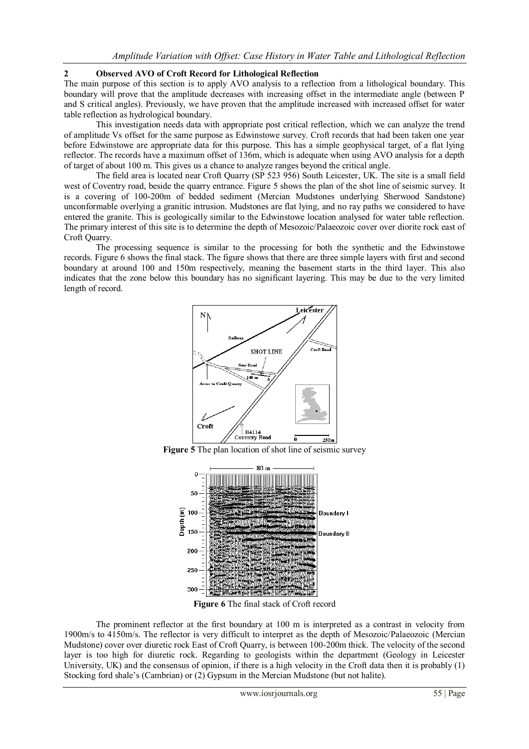## 2 Observed AVO of Croft Record for Lithological Reflection

The main purpose of this section is to apply AVO analysis to a reflection from a lithological boundary. This boundary will prove that the amplitude decreases with increasing offset in the intermediate angle (between P and S critical angles). Previously, we have proven that the amplitude increased with increased offset for water table reflection as hydrological boundary.

This investigation needs data with appropriate post critical reflection, which we can analyze the trend of amplitude Vs offset for the same purpose as Edwinstowe survey. Croft records that had been taken one year before Edwinstowe are appropriate data for this purpose. This has a simple geophysical target, of a flat lying reflector. The records have a maximum offset of 136m, which is adequate when using AVO analysis for a depth of target of about 100 m. This gives us a chance to analyze ranges beyond the critical angle.

The field area is located near Croft Quarry (SP 523 956) South Leicester, UK. The site is a small field west of Coventry road, beside the quarry entrance. Figure 5 shows the plan of the shot line of seismic survey. It is a covering of 100-200m of bedded sediment (Mercian Mudstones underlying Sherwood Sandstone) unconformable overlying a granitic intrusion. Mudstones are flat lying, and no ray paths we considered to have entered the granite. This is geologically similar to the Edwinstowe location analysed for water table reflection. The primary interest of this site is to determine the depth of Mesozoic/Palaeozoic cover over diorite rock east of Croft Quarry.

The processing sequence is similar to the processing for both the synthetic and the Edwinstowe records. Figure 6 shows the final stack. The figure shows that there are three simple layers with first and second boundary at around 100 and 150m respectively, meaning the basement starts in the third layer. This also indicates that the zone below this boundary has no significant layering. This may be due to the very limited length of record.

**Figure 5** The plan location of shot line of seismic survey

**Figure 6** The final stack of Croft record

The prominent reflector at the first boundary at 100 m is interpreted as a contrast in velocity from 1900m/s to 4150m/s. The reflector is very difficult to interpret as the depth of Mesozoic/Palaeozoic (Mercian Mudstone) cover over diuretic rock East of Croft Quarry, is between 100-200m thick. The velocity of the second layer is too high for diuretic rock. Regarding to geologists within the department (Geology in Leicester University, UK) and the consensus of opinion, if there is a high velocity in the Croft data then it is probably (1) Stocking ford shale's (Cambrian) or (2) Gypsum in the Mercian Mudstone (but not halite).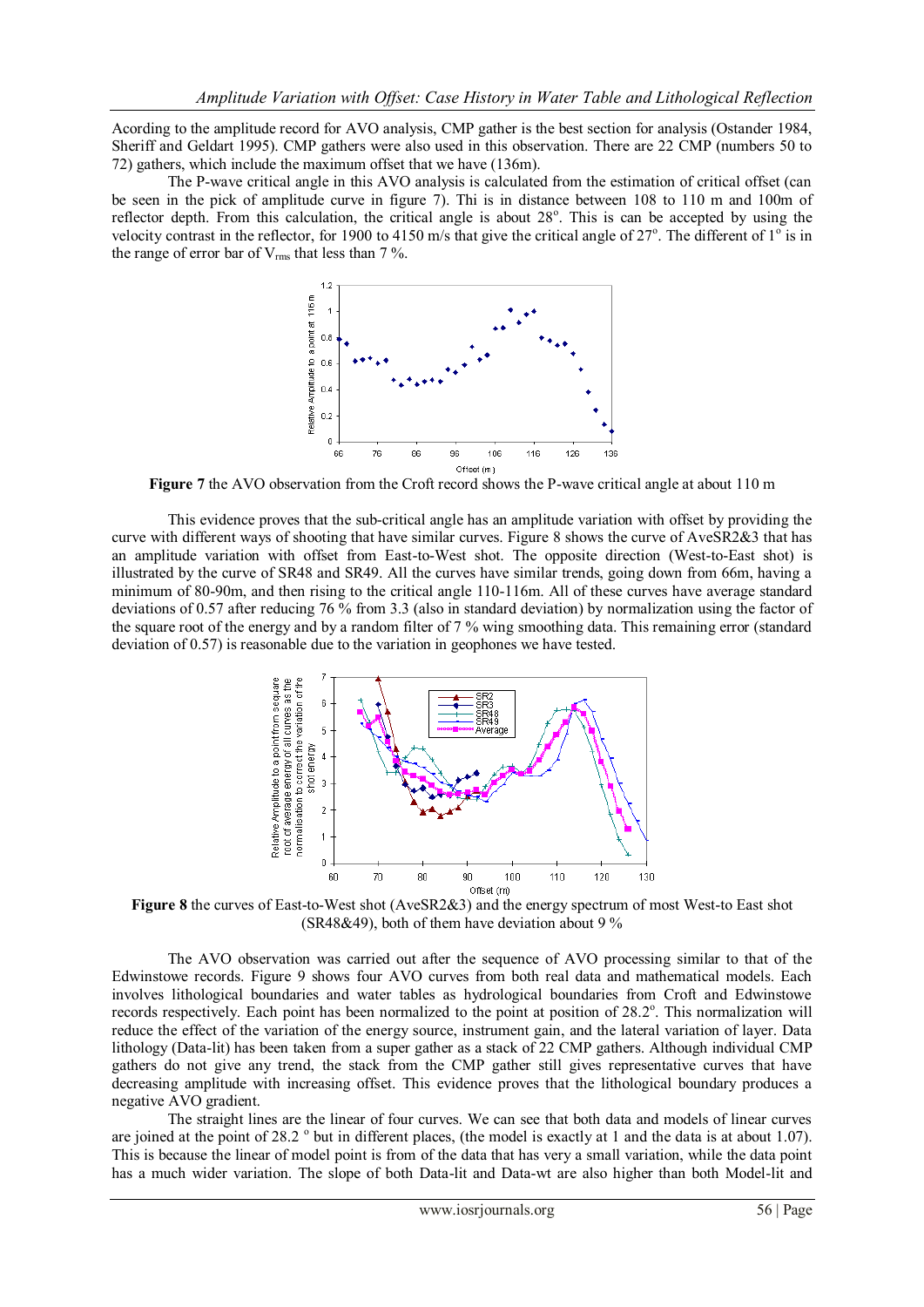According to the amplitude record for AVO analysis, CMP gather is the best section for analysis (Ostander 1984, Sheriff and Geldart 1995). CMP gathers were also used in this observation. There are 22 CMP (numbers 50 to 72) gathers, which include the maximum offset that we have (136m).

The P-wave critical angle in this AVO analysis is calculated from the estimation of critical offset (can be seen in the pick of amplitude curve in figure 7). Thi is in distance between 108 to 110 m and 100m of reflector depth. From this calculation, the critical angle is about 28$^o$. This is can be accepted by using the velocity contrast in the reflector, for 1900 to 4150 m/s that give the critical angle of 27$^o$. The different of 1$^o$ is in the range of error bar of $V_{rms}$ that less than 7 %.

**Figure 7** the AVO observation from the Croft record shows the P-wave critical angle at about 110 m

This evidence proves that the sub-critical angle has an amplitude variation with offset by providing the curve with different ways of shooting that have similar curves. Figure 8 shows the curve of AveSR2&3 that has an amplitude variation with offset from East-to-West shot. The opposite direction (West-to-East shot) is illustrated by the curve of SR48 and SR49. All the curves have similar trends, going down from 66m, having a minimum of 80-90m, and then rising to the critical angle 110-116m. All of these curves have average standard deviations of 0.57 after reducing 76 % from 3.3 (also in standard deviation) by normalization using the factor of the square root of the energy and by a random filter of 7 % wing smoothing data. This remaining error (standard deviation of 0.57) is reasonable due to the variation in geophones we have tested.

**Figure 8** the curves of East-to-West shot (AveSR2&3) and the energy spectrum of most West-to East shot (SR48&49), both of them have deviation about 9 %

The AVO observation was carried out after the sequence of AVO processing similar to that of the Edwinstowe records. Figure 9 shows four AVO curves from both real data and mathematical models. Each involves lithological boundaries and water tables as hydrological boundaries from Croft and Edwinstowe records respectively. Each point has been normalized to the point at position of 28.2$^o$. This normalization will reduce the effect of the variation of the energy source, instrument gain, and the lateral variation of layer. Data lithology (Data-lit) has been taken from a super gather as a stack of 22 CMP gathers. Although individual CMP gathers do not give any trend, the stack from the CMP gather still gives representative curves that have decreasing amplitude with increasing offset. This evidence proves that the lithological boundary produces a negative AVO gradient.

The straight lines are the linear of four curves. We can see that both data and models of linear curves are joined at the point of 28.2 $^o$ but in different places, (the model is exactly at 1 and the data is at about 1.07). This is because the linear of model point is from of the data that has very a small variation, while the data point has a much wider variation. The slope of both Data-lit and Data-wt are also higher than both Model-lit and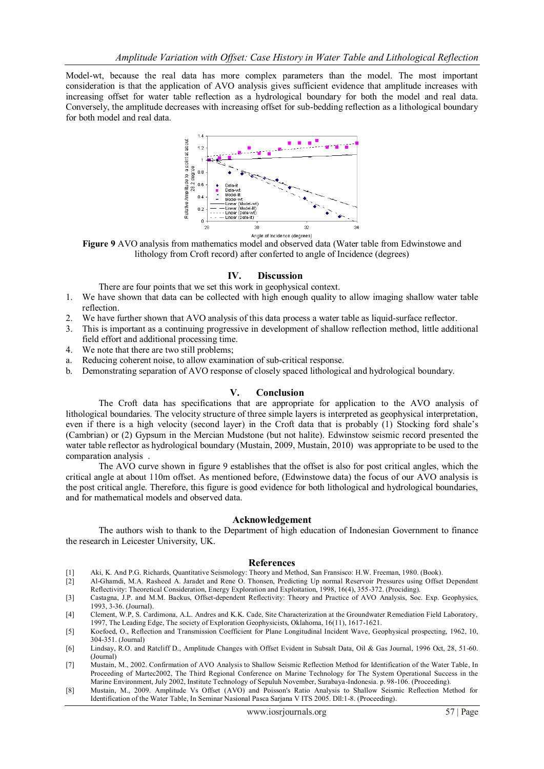Model-wt, because the real data has more complex parameters than the model. The most important consideration is that the application of AVO analysis gives sufficient evidence that amplitude increases with increasing offset for water table reflection as a hydrological boundary for both the model and real data. Conversely, the amplitude decreases with increasing offset for sub-bedding reflection as a lithological boundary for both model and real data.

**Figure 9** AVO analysis from mathematics model and observed data (Water table from Edwinstowe and lithology from Croft record) after conferted to angle of Incidence (degrees)

## IV. Discussion

There are four points that we set this work in geophysical context.

1. We have shown that data can be collected with high enough quality to allow imaging shallow water table reflection.
2. We have further shown that AVO analysis of this data process a water table as liquid-surface reflector.
3. This is important as a continuing progressive in development of shallow reflection method, little additional field effort and additional processing time.
4. We note that there are two still problems;

a. Reducing coherent noise, to allow examination of sub-critical response.
b. Demonstrating separation of AVO response of closely spaced lithological and hydrological boundary.

## V. Conclusion

The Croft data has specifications that are appropriate for application to the AVO analysis of lithological boundaries. The velocity structure of three simple layers is interpreted as geophysical interpretation, even if there is a high velocity (second layer) in the Croft data that is probably (1) Stocking ford shale's (Cambrian) or (2) Gypsum in the Mercian Mudstone (but not halite). Edwinstow seismic record presented the water table reflector as hydrological boundary (Mustain, 2009, Mustain, 2010) was appropriate to be used to the comparation analysis .

The AVO curve shown in figure 9 establishes that the offset is also for post critical angles, which the critical angle at about 110m offset. As mentioned before, (Edwinstowe data) the focus of our AVO analysis is the post critical angle. Therefore, this figure is good evidence for both lithological and hydrological boundaries, and for mathematical models and observed data.

## Acknowledgement

The authors wish to thank to the Department of high education of Indonesian Government to finance the research in Leicester University, UK.

## References

[1] Aki, K. And P.G. Richards, Quantitative Seismology: Theory and Method, San Fransisco: H.W. Freeman, 1980. (Book).

[2] Al-Ghamdi, M.A. Rasheed A. Jaradet and Rene O. Thonsen, Predicting Up normal Reservoir Pressures using Offset Dependent Reflectivity: Theoretical Consideration, Energy Exploration and Exploitation, 1998, 16(4), 355-372. (Prociding).

[3] Castagna, J.P. and M.M. Backus, Offset-dependent Reflectivity: Theory and Practice of AVO Analysis, Soc. Exp. Geophysics, 1993, 3-36. (Journal).

[4] Clement, W.P, S. Cardimona, A.L. Andres and K.K. Cade, Site Characterization at the Groundwater Remediation Field Laboratory, 1997, The Leading Edge, The society of Exploration Geophysicists, Oklahoma, 16(11), 1617-1621.

[5] Koefoed, O., Reflection and Transmission Coefficient for Plane Longitudinal Incident Wave, Geophysical prospecting, 1962, 10, 304-351. (Journal)

[6] Lindsay, R.O. and Ratcliff D., Amplitude Changes with Offset Evident in Subsalt Data, Oil & Gas Journal, 1996 Oct, 28, 51-60. (Journal)

[7] Mustain, M., 2002. Confirmation of AVO Analysis to Shallow Seismic Reflection Method for Identification of the Water Table, In Proceeding of Martec2002, The Third Regional Conference on Marine Technology for The System Operational Success in the Marine Environment, July 2002, Institute Technology of Sepuluh November, Surabaya-Indonesia. p. 98-106. (Proceeding).

[8] Mustain, M., 2009. Amplitude Vs Offset (AVO) and Poisson's Ratio Analysis to Shallow Seismic Reflection Method for Identification of the Water Table, In Seminar Nasional Pasca Sarjana V ITS 2005. Dll:1-8. (Proceeding).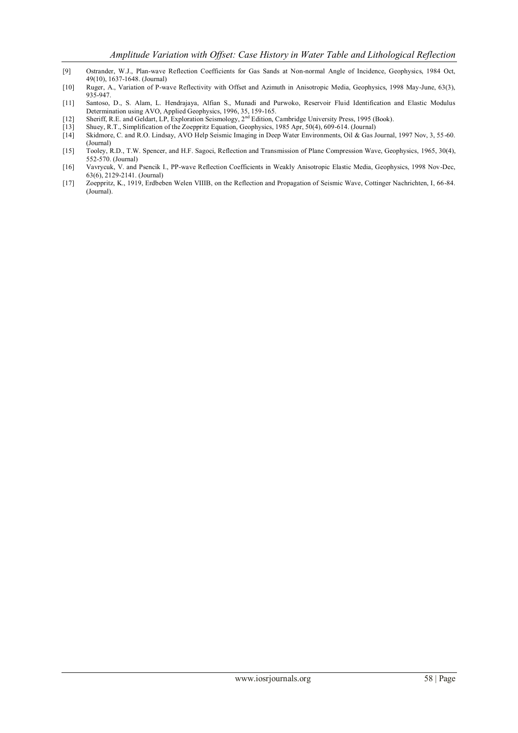[9] Ostrander, W.J., Plan-wave Reflection Coefficients for Gas Sands at Non-normal Angle of Incidence, Geophysics, 1984 Oct, 49(10), 1637-1648. (Journal)

[10] Ruger, A., Variation of P-wave Reflectivity with Offset and Azimuth in Anisotropic Media, Geophysics, 1998 May-June, 63(3), 935-947.

[11] Santoso, D., S. Alam, L. Hendrajaya, Alfian S., Munadi and Purwoko, Reservoir Fluid Identification and Elastic Modulus Determination using AVO, Applied Geophysics, 1996, 35, 159-165.

[12] Sheriff, R.E. and Geldart, LP, Exploration Seismology, 2nd Edition, Cambridge University Press, 1995 (Book).

[13] Shuey, R.T., Simplification of the Zoeppritz Equation, Geophysics, 1985 Apr, 50(4), 609-614. (Journal)

[14] Skidmore, C. and R.O. Lindsay, AVO Help Seismic Imaging in Deep Water Environments, Oil & Gas Journal, 1997 Nov, 3, 55-60. (Journal)

[15] Tooley, R.D., T.W. Spencer, and H.F. Sagoci, Reflection and Transmission of Plane Compression Wave, Geophysics, 1965, 30(4), 552-570. (Journal)

[16] Vavrycuk, V. and Psencik I., PP-wave Reflection Coefficients in Weakly Anisotropic Elastic Media, Geophysics, 1998 Nov-Dec, 63(6), 2129-2141. (Journal)

[17] Zoeppritz, K., 1919, Erdbeben Welen VIIIB, on the Reflection and Propagation of Seismic Wave, Cottinger Nachrichten, I, 66-84. (Journal).